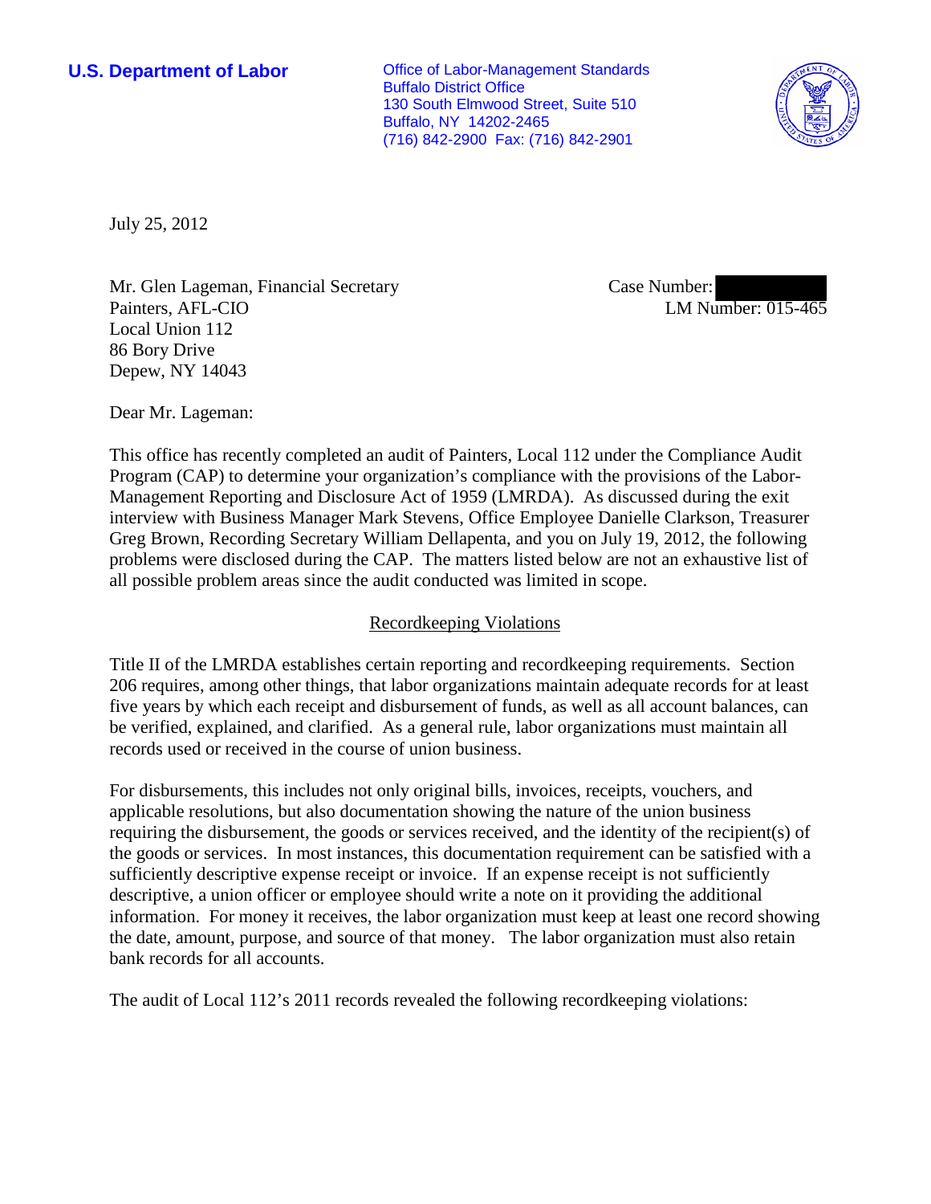**U.S. Department of Labor**

Office of Labor-Management Standards
Buffalo District Office
130 South Elmwood Street, Suite 510
Buffalo, NY 14202-2465
(716) 842-2900 Fax: (716) 842-2901

July 25, 2012

Mr. Glen Lageman, Financial Secretary
Painters, AFL-CIO
Local Union 112
86 Bory Drive
Depew, NY 14043

Case Number:
LM Number: 015-465

Dear Mr. Lageman:

This office has recently completed an audit of Painters, Local 112 under the Compliance Audit Program (CAP) to determine your organization's compliance with the provisions of the Labor-Management Reporting and Disclosure Act of 1959 (LMRDA). As discussed during the exit interview with Business Manager Mark Stevens, Office Employee Danielle Clarkson, Treasurer Greg Brown, Recording Secretary William Dellapenta, and you on July 19, 2012, the following problems were disclosed during the CAP. The matters listed below are not an exhaustive list of all possible problem areas since the audit conducted was limited in scope.

## Recordkeeping Violations

Title II of the LMRDA establishes certain reporting and recordkeeping requirements. Section 206 requires, among other things, that labor organizations maintain adequate records for at least five years by which each receipt and disbursement of funds, as well as all account balances, can be verified, explained, and clarified. As a general rule, labor organizations must maintain all records used or received in the course of union business.

For disbursements, this includes not only original bills, invoices, receipts, vouchers, and applicable resolutions, but also documentation showing the nature of the union business requiring the disbursement, the goods or services received, and the identity of the recipient(s) of the goods or services. In most instances, this documentation requirement can be satisfied with a sufficiently descriptive expense receipt or invoice. If an expense receipt is not sufficiently descriptive, a union officer or employee should write a note on it providing the additional information. For money it receives, the labor organization must keep at least one record showing the date, amount, purpose, and source of that money. The labor organization must also retain bank records for all accounts.

The audit of Local 112's 2011 records revealed the following recordkeeping violations: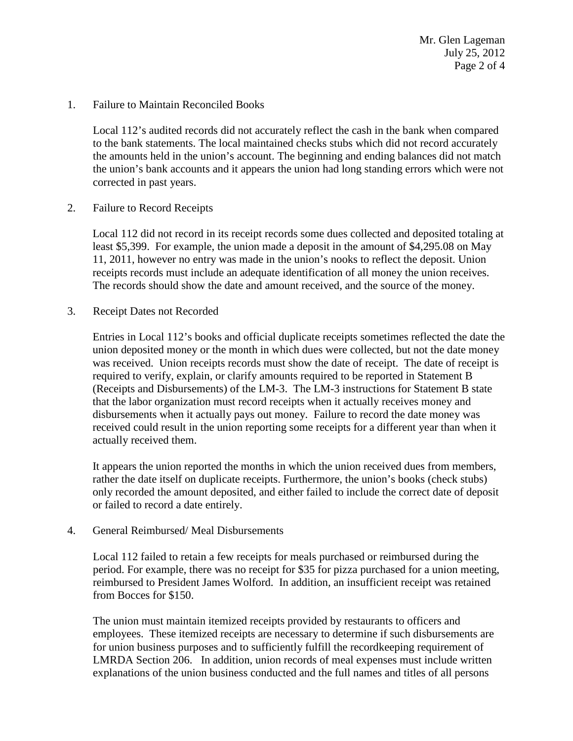1. Failure to Maintain Reconciled Books

   Local 112's audited records did not accurately reflect the cash in the bank when compared to the bank statements. The local maintained checks stubs which did not record accurately the amounts held in the union's account. The beginning and ending balances did not match the union's bank accounts and it appears the union had long standing errors which were not corrected in past years.

2. Failure to Record Receipts

   Local 112 did not record in its receipt records some dues collected and deposited totaling at least $5,399. For example, the union made a deposit in the amount of $4,295.08 on May 11, 2011, however no entry was made in the union's nooks to reflect the deposit. Union receipts records must include an adequate identification of all money the union receives. The records should show the date and amount received, and the source of the money.

3. Receipt Dates not Recorded

   Entries in Local 112's books and official duplicate receipts sometimes reflected the date the union deposited money or the month in which dues were collected, but not the date money was received. Union receipts records must show the date of receipt. The date of receipt is required to verify, explain, or clarify amounts required to be reported in Statement B (Receipts and Disbursements) of the LM-3. The LM-3 instructions for Statement B state that the labor organization must record receipts when it actually receives money and disbursements when it actually pays out money. Failure to record the date money was received could result in the union reporting some receipts for a different year than when it actually received them.

   It appears the union reported the months in which the union received dues from members, rather the date itself on duplicate receipts. Furthermore, the union's books (check stubs) only recorded the amount deposited, and either failed to include the correct date of deposit or failed to record a date entirely.

4. General Reimbursed/ Meal Disbursements

   Local 112 failed to retain a few receipts for meals purchased or reimbursed during the period. For example, there was no receipt for $35 for pizza purchased for a union meeting, reimbursed to President James Wolford. In addition, an insufficient receipt was retained from Bocces for $150.

   The union must maintain itemized receipts provided by restaurants to officers and employees. These itemized receipts are necessary to determine if such disbursements are for union business purposes and to sufficiently fulfill the recordkeeping requirement of LMRDA Section 206. In addition, union records of meal expenses must include written explanations of the union business conducted and the full names and titles of all persons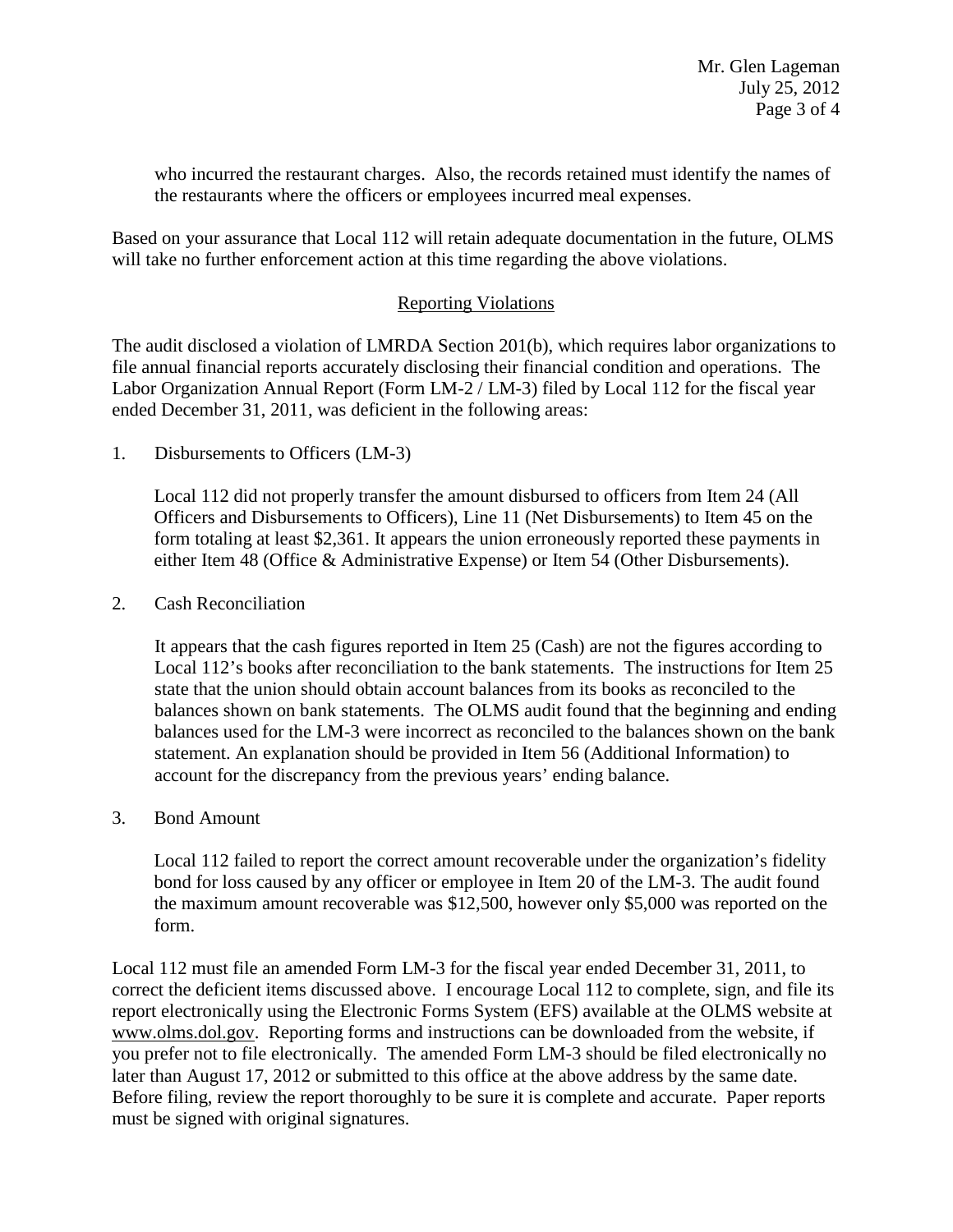who incurred the restaurant charges. Also, the records retained must identify the names of the restaurants where the officers or employees incurred meal expenses.

Based on your assurance that Local 112 will retain adequate documentation in the future, OLMS will take no further enforcement action at this time regarding the above violations.

## Reporting Violations

The audit disclosed a violation of LMRDA Section 201(b), which requires labor organizations to file annual financial reports accurately disclosing their financial condition and operations. The Labor Organization Annual Report (Form LM-2 / LM-3) filed by Local 112 for the fiscal year ended December 31, 2011, was deficient in the following areas:

1. Disbursements to Officers (LM-3)

   Local 112 did not properly transfer the amount disbursed to officers from Item 24 (All Officers and Disbursements to Officers), Line 11 (Net Disbursements) to Item 45 on the form totaling at least $2,361. It appears the union erroneously reported these payments in either Item 48 (Office & Administrative Expense) or Item 54 (Other Disbursements).

2. Cash Reconciliation

   It appears that the cash figures reported in Item 25 (Cash) are not the figures according to Local 112's books after reconciliation to the bank statements. The instructions for Item 25 state that the union should obtain account balances from its books as reconciled to the balances shown on bank statements. The OLMS audit found that the beginning and ending balances used for the LM-3 were incorrect as reconciled to the balances shown on the bank statement. An explanation should be provided in Item 56 (Additional Information) to account for the discrepancy from the previous years' ending balance.

3. Bond Amount

   Local 112 failed to report the correct amount recoverable under the organization's fidelity bond for loss caused by any officer or employee in Item 20 of the LM-3. The audit found the maximum amount recoverable was $12,500, however only $5,000 was reported on the form.

Local 112 must file an amended Form LM-3 for the fiscal year ended December 31, 2011, to correct the deficient items discussed above. I encourage Local 112 to complete, sign, and file its report electronically using the Electronic Forms System (EFS) available at the OLMS website at www.olms.dol.gov. Reporting forms and instructions can be downloaded from the website, if you prefer not to file electronically. The amended Form LM-3 should be filed electronically no later than August 17, 2012 or submitted to this office at the above address by the same date. Before filing, review the report thoroughly to be sure it is complete and accurate. Paper reports must be signed with original signatures.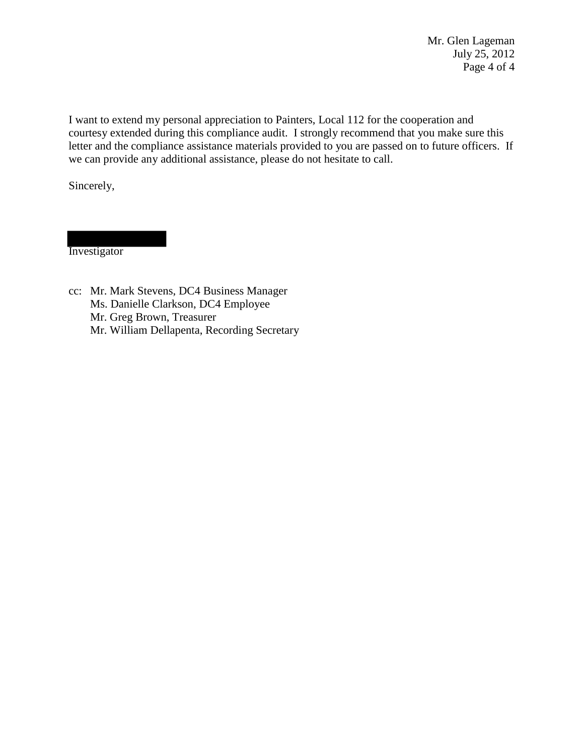I want to extend my personal appreciation to Painters, Local 112 for the cooperation and courtesy extended during this compliance audit. I strongly recommend that you make sure this letter and the compliance assistance materials provided to you are passed on to future officers. If we can provide any additional assistance, please do not hesitate to call.

Sincerely,

Investigator

cc: Mr. Mark Stevens, DC4 Business Manager
Ms. Danielle Clarkson, DC4 Employee
Mr. Greg Brown, Treasurer
Mr. William Dellapenta, Recording Secretary